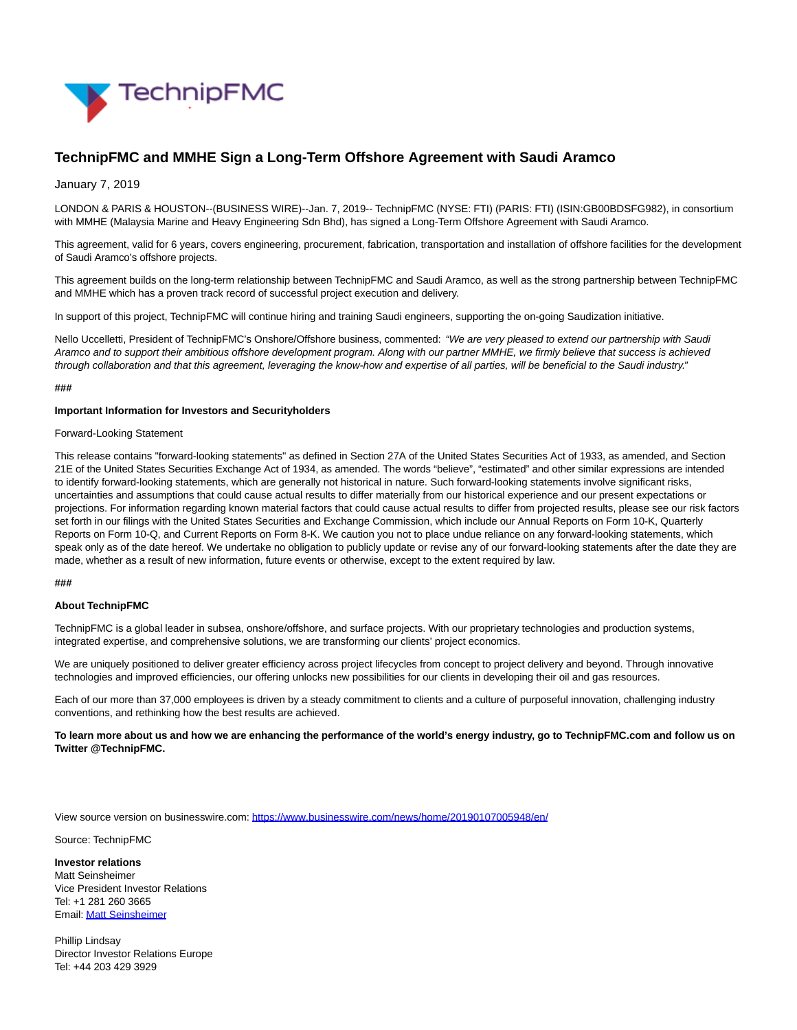# TechnipFMC and MMHE Sign a Long-Term Offshore Agreement with Saudi Aramco

January 7, 2019

LONDON & PARIS & HOUSTON--(BUSINESS WIRE)--Jan. 7, 2019-- TechnipFMC (NYSE: FTI) (PARIS: FTI) (ISIN:GB00BDSFG982), in consortium with MMHE (Malaysia Marine and Heavy Engineering Sdn Bhd), has signed a Long-Term Offshore Agreement with Saudi Aramco.

This agreement, valid for 6 years, covers engineering, procurement, fabrication, transportation and installation of offshore facilities for the development of Saudi Aramco's offshore projects.

This agreement builds on the long-term relationship between TechnipFMC and Saudi Aramco, as well as the strong partnership between TechnipFMC and MMHE which has a proven track record of successful project execution and delivery.

In support of this project, TechnipFMC will continue hiring and training Saudi engineers, supporting the on-going Saudization initiative.

Nello Uccelletti, President of TechnipFMC's Onshore/Offshore business, commented: *"We are very pleased to extend our partnership with Saudi Aramco and to support their ambitious offshore development program. Along with our partner MMHE, we firmly believe that success is achieved through collaboration and that this agreement, leveraging the know-how and expertise of all parties, will be beneficial to the Saudi industry."*

###

**Important Information for Investors and Securityholders**

Forward-Looking Statement

This release contains "forward-looking statements" as defined in Section 27A of the United States Securities Act of 1933, as amended, and Section 21E of the United States Securities Exchange Act of 1934, as amended. The words "believe", "estimated" and other similar expressions are intended to identify forward-looking statements, which are generally not historical in nature. Such forward-looking statements involve significant risks, uncertainties and assumptions that could cause actual results to differ materially from our historical experience and our present expectations or projections. For information regarding known material factors that could cause actual results to differ from projected results, please see our risk factors set forth in our filings with the United States Securities and Exchange Commission, which include our Annual Reports on Form 10-K, Quarterly Reports on Form 10-Q, and Current Reports on Form 8-K. We caution you not to place undue reliance on any forward-looking statements, which speak only as of the date hereof. We undertake no obligation to publicly update or revise any of our forward-looking statements after the date they are made, whether as a result of new information, future events or otherwise, except to the extent required by law.

###

**About TechnipFMC**

TechnipFMC is a global leader in subsea, onshore/offshore, and surface projects. With our proprietary technologies and production systems, integrated expertise, and comprehensive solutions, we are transforming our clients' project economics.

We are uniquely positioned to deliver greater efficiency across project lifecycles from concept to project delivery and beyond. Through innovative technologies and improved efficiencies, our offering unlocks new possibilities for our clients in developing their oil and gas resources.

Each of our more than 37,000 employees is driven by a steady commitment to clients and a culture of purposeful innovation, challenging industry conventions, and rethinking how the best results are achieved.

**To learn more about us and how we are enhancing the performance of the world's energy industry, go to TechnipFMC.com and follow us on Twitter @TechnipFMC.**

View source version on businesswire.com: https://www.businesswire.com/news/home/20190107005948/en/

Source: TechnipFMC

**Investor relations**
Matt Seinsheimer
Vice President Investor Relations
Tel: +1 281 260 3665
Email: Matt Seinsheimer

Phillip Lindsay
Director Investor Relations Europe
Tel: +44 203 429 3929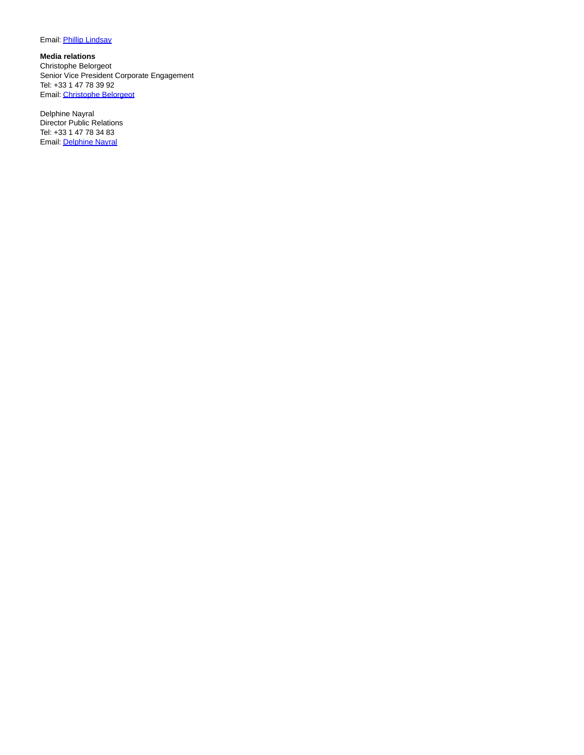Email: Phillip Lindsay

**Media relations**
Christophe Belorgeot
Senior Vice President Corporate Engagement
Tel: +33 1 47 78 39 92
Email: Christophe Belorgeot

Delphine Nayral
Director Public Relations
Tel: +33 1 47 78 34 83
Email: Delphine Nayral